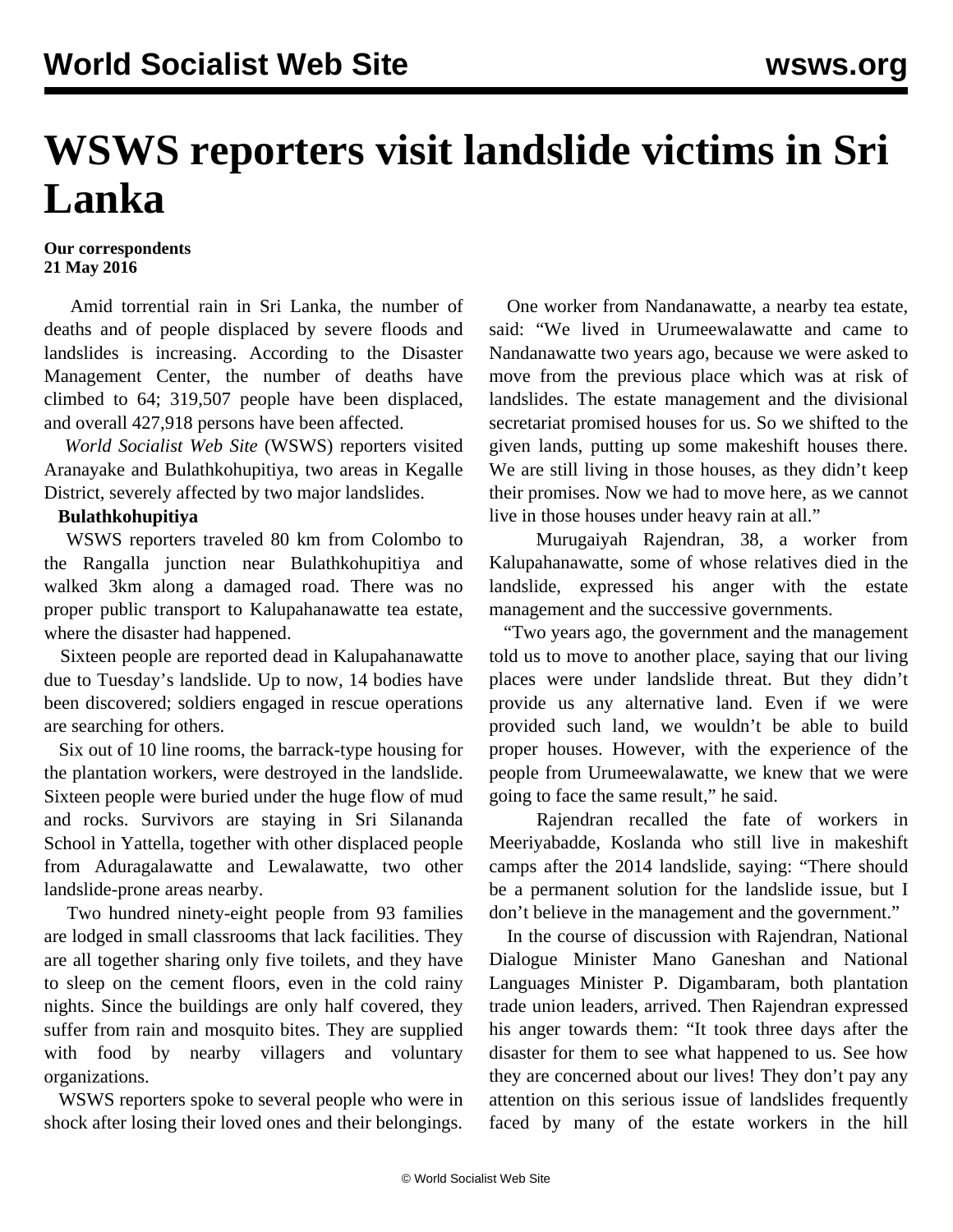# WSWS reporters visit landslide victims in Sri Lanka

**Our correspondents**
**21 May 2016**

Amid torrential rain in Sri Lanka, the number of deaths and of people displaced by severe floods and landslides is increasing. According to the Disaster Management Center, the number of deaths have climbed to 64; 319,507 people have been displaced, and overall 427,918 persons have been affected.

*World Socialist Web Site* (WSWS) reporters visited Aranayake and Bulathkohupitiya, two areas in Kegalle District, severely affected by two major landslides.

**Bulathkohupitiya**

WSWS reporters traveled 80 km from Colombo to the Rangalla junction near Bulathkohupitiya and walked 3km along a damaged road. There was no proper public transport to Kalupahanawatte tea estate, where the disaster had happened.

Sixteen people are reported dead in Kalupahanawatte due to Tuesday's landslide. Up to now, 14 bodies have been discovered; soldiers engaged in rescue operations are searching for others.

Six out of 10 line rooms, the barrack-type housing for the plantation workers, were destroyed in the landslide. Sixteen people were buried under the huge flow of mud and rocks. Survivors are staying in Sri Silananda School in Yattella, together with other displaced people from Aduragalawatte and Lewalawatte, two other landslide-prone areas nearby.

Two hundred ninety-eight people from 93 families are lodged in small classrooms that lack facilities. They are all together sharing only five toilets, and they have to sleep on the cement floors, even in the cold rainy nights. Since the buildings are only half covered, they suffer from rain and mosquito bites. They are supplied with food by nearby villagers and voluntary organizations.

WSWS reporters spoke to several people who were in shock after losing their loved ones and their belongings.

One worker from Nandanawatte, a nearby tea estate, said: "We lived in Urumeewalawatte and came to Nandanawatte two years ago, because we were asked to move from the previous place which was at risk of landslides. The estate management and the divisional secretariat promised houses for us. So we shifted to the given lands, putting up some makeshift houses there. We are still living in those houses, as they didn't keep their promises. Now we had to move here, as we cannot live in those houses under heavy rain at all."

Murugaiyah Rajendran, 38, a worker from Kalupahanawatte, some of whose relatives died in the landslide, expressed his anger with the estate management and the successive governments.

"Two years ago, the government and the management told us to move to another place, saying that our living places were under landslide threat. But they didn't provide us any alternative land. Even if we were provided such land, we wouldn't be able to build proper houses. However, with the experience of the people from Urumeewalawatte, we knew that we were going to face the same result," he said.

Rajendran recalled the fate of workers in Meeriyabadde, Koslanda who still live in makeshift camps after the 2014 landslide, saying: "There should be a permanent solution for the landslide issue, but I don't believe in the management and the government."

In the course of discussion with Rajendran, National Dialogue Minister Mano Ganeshan and National Languages Minister P. Digambaram, both plantation trade union leaders, arrived. Then Rajendran expressed his anger towards them: "It took three days after the disaster for them to see what happened to us. See how they are concerned about our lives! They don't pay any attention on this serious issue of landslides frequently faced by many of the estate workers in the hill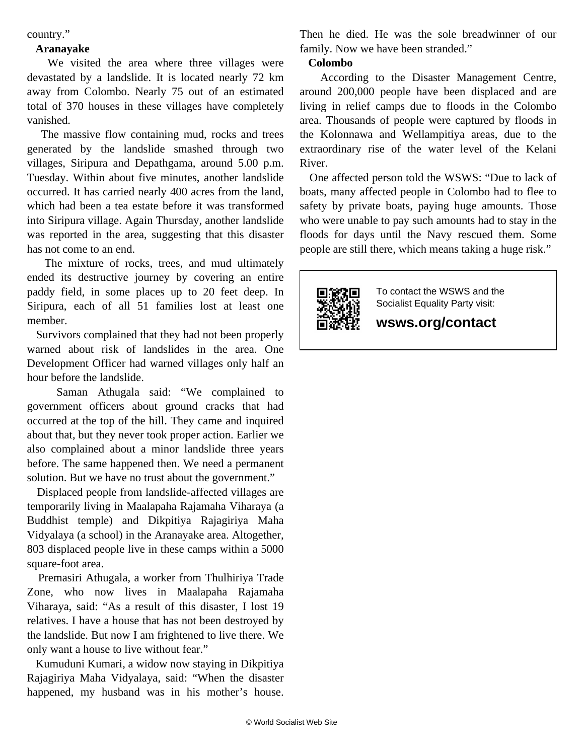country."

**Aranayake**

We visited the area where three villages were devastated by a landslide. It is located nearly 72 km away from Colombo. Nearly 75 out of an estimated total of 370 houses in these villages have completely vanished.

The massive flow containing mud, rocks and trees generated by the landslide smashed through two villages, Siripura and Depathgama, around 5.00 p.m. Tuesday. Within about five minutes, another landslide occurred. It has carried nearly 400 acres from the land, which had been a tea estate before it was transformed into Siripura village. Again Thursday, another landslide was reported in the area, suggesting that this disaster has not come to an end.

The mixture of rocks, trees, and mud ultimately ended its destructive journey by covering an entire paddy field, in some places up to 20 feet deep. In Siripura, each of all 51 families lost at least one member.

Survivors complained that they had not been properly warned about risk of landslides in the area. One Development Officer had warned villages only half an hour before the landslide.

Saman Athugala said: "We complained to government officers about ground cracks that had occurred at the top of the hill. They came and inquired about that, but they never took proper action. Earlier we also complained about a minor landslide three years before. The same happened then. We need a permanent solution. But we have no trust about the government."

Displaced people from landslide-affected villages are temporarily living in Maalapaha Rajamaha Viharaya (a Buddhist temple) and Dikpitiya Rajagiriya Maha Vidyalaya (a school) in the Aranayake area. Altogether, 803 displaced people live in these camps within a 5000 square-foot area.

Premasiri Athugala, a worker from Thulhiriya Trade Zone, who now lives in Maalapaha Rajamaha Viharaya, said: "As a result of this disaster, I lost 19 relatives. I have a house that has not been destroyed by the landslide. But now I am frightened to live there. We only want a house to live without fear."

Kumuduni Kumari, a widow now staying in Dikpitiya Rajagiriya Maha Vidyalaya, said: "When the disaster happened, my husband was in his mother's house. Then he died. He was the sole breadwinner of our family. Now we have been stranded."

**Colombo**

According to the Disaster Management Centre, around 200,000 people have been displaced and are living in relief camps due to floods in the Colombo area. Thousands of people were captured by floods in the Kolonnawa and Wellampitiya areas, due to the extraordinary rise of the water level of the Kelani River.

One affected person told the WSWS: "Due to lack of boats, many affected people in Colombo had to flee to safety by private boats, paying huge amounts. Those who were unable to pay such amounts had to stay in the floods for days until the Navy rescued them. Some people are still there, which means taking a huge risk."

To contact the WSWS and the Socialist Equality Party visit:

**wsws.org/contact**